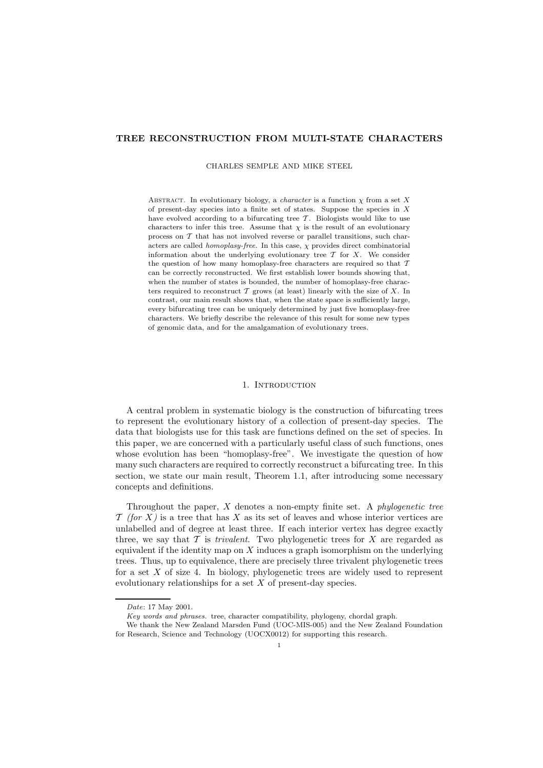# TREE RECONSTRUCTION FROM MULTI-STATE CHARACTERS

CHARLES SEMPLE AND MIKE STEEL

Abstract. In evolutionary biology, a *character* is a function $\chi$ from a set $X$ of present-day species into a finite set of states. Suppose the species in $X$ have evolved according to a bifurcating tree $\mathcal{T}$. Biologists would like to use characters to infer this tree. Assume that $\chi$ is the result of an evolutionary process on $\mathcal{T}$ that has not involved reverse or parallel transitions, such characters are called *homoplasy-free*. In this case, $\chi$ provides direct combinatorial information about the underlying evolutionary tree $\mathcal{T}$ for $X$. We consider the question of how many homoplasy-free characters are required so that $\mathcal{T}$ can be correctly reconstructed. We first establish lower bounds showing that, when the number of states is bounded, the number of homoplasy-free characters required to reconstruct $\mathcal{T}$ grows (at least) linearly with the size of $X$. In contrast, our main result shows that, when the state space is sufficiently large, every bifurcating tree can be uniquely determined by just five homoplasy-free characters. We briefly describe the relevance of this result for some new types of genomic data, and for the amalgamation of evolutionary trees.

## 1. Introduction

A central problem in systematic biology is the construction of bifurcating trees to represent the evolutionary history of a collection of present-day species. The data that biologists use for this task are functions defined on the set of species. In this paper, we are concerned with a particularly useful class of such functions, ones whose evolution has been "homoplasy-free". We investigate the question of how many such characters are required to correctly reconstruct a bifurcating tree. In this section, we state our main result, Theorem 1.1, after introducing some necessary concepts and definitions.

Throughout the paper, $X$ denotes a non-empty finite set. A *phylogenetic tree* $\mathcal{T}$ *(for* $X$*)* is a tree that has $X$ as its set of leaves and whose interior vertices are unlabelled and of degree at least three. If each interior vertex has degree exactly three, we say that $\mathcal{T}$ is *trivalent*. Two phylogenetic trees for $X$ are regarded as equivalent if the identity map on $X$ induces a graph isomorphism on the underlying trees. Thus, up to equivalence, there are precisely three trivalent phylogenetic trees for a set $X$ of size 4. In biology, phylogenetic trees are widely used to represent evolutionary relationships for a set $X$ of present-day species.

*Date*: 17 May 2001.

*Key words and phrases.* tree, character compatibility, phylogeny, chordal graph.

We thank the New Zealand Marsden Fund (UOC-MIS-005) and the New Zealand Foundation for Research, Science and Technology (UOCX0012) for supporting this research.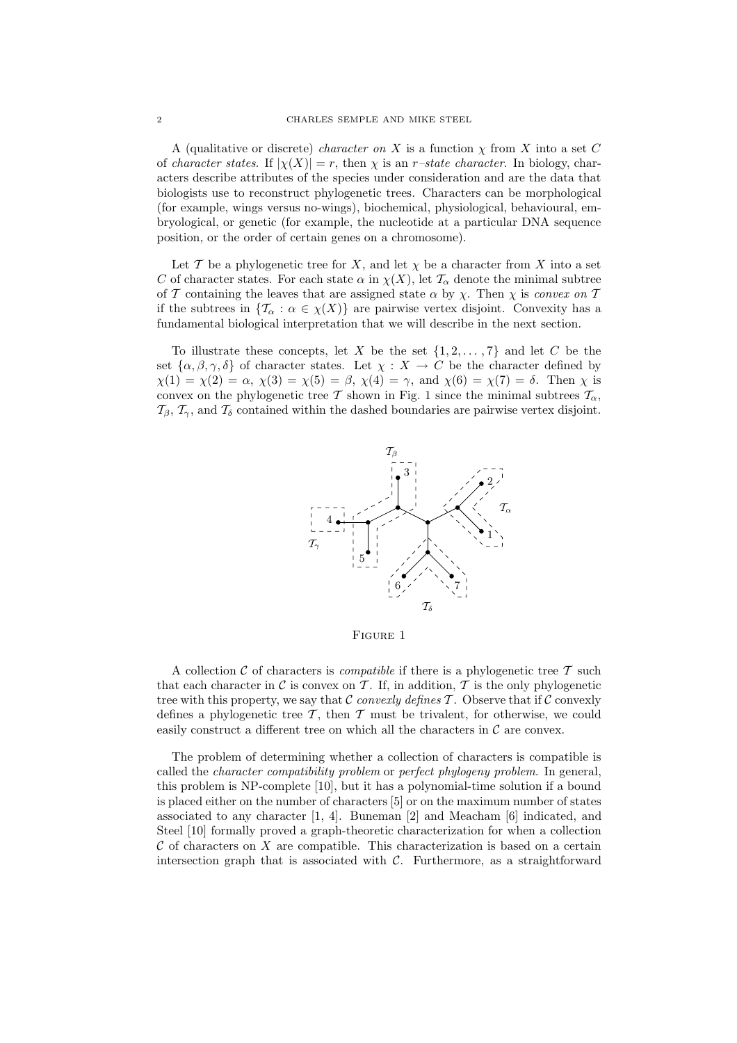A (qualitative or discrete) *character on* $X$ is a function $\chi$ from $X$ into a set $C$ of *character states*. If $|\chi(X)| = r$, then $\chi$ is an *$r$–state character*. In biology, characters describe attributes of the species under consideration and are the data that biologists use to reconstruct phylogenetic trees. Characters can be morphological (for example, wings versus no-wings), biochemical, physiological, behavioural, embryological, or genetic (for example, the nucleotide at a particular DNA sequence position, or the order of certain genes on a chromosome).

Let $\mathcal{T}$ be a phylogenetic tree for $X$, and let $\chi$ be a character from $X$ into a set $C$ of character states. For each state $\alpha$ in $\chi(X)$, let $\mathcal{T}_\alpha$ denote the minimal subtree of $\mathcal{T}$ containing the leaves that are assigned state $\alpha$ by $\chi$. Then $\chi$ is *convex on* $\mathcal{T}$ if the subtrees in $\{\mathcal{T}_\alpha : \alpha \in \chi(X)\}$ are pairwise vertex disjoint. Convexity has a fundamental biological interpretation that we will describe in the next section.

To illustrate these concepts, let $X$ be the set $\{1, 2, \ldots, 7\}$ and let $C$ be the set $\{\alpha, \beta, \gamma, \delta\}$ of character states. Let $\chi : X \rightarrow C$ be the character defined by $\chi(1) = \chi(2) = \alpha$, $\chi(3) = \chi(5) = \beta$, $\chi(4) = \gamma$, and $\chi(6) = \chi(7) = \delta$. Then $\chi$ is convex on the phylogenetic tree $\mathcal{T}$ shown in Fig. 1 since the minimal subtrees $\mathcal{T}_\alpha$, $\mathcal{T}_\beta$, $\mathcal{T}_\gamma$, and $\mathcal{T}_\delta$ contained within the dashed boundaries are pairwise vertex disjoint.

$\mathcal{T}_\beta$

3

2

$\mathcal{T}_\alpha$

4

1

$\mathcal{T}_\gamma$

5

6

7

$\mathcal{T}_\delta$

Figure 1

A collection $\mathcal{C}$ of characters is *compatible* if there is a phylogenetic tree $\mathcal{T}$ such that each character in $\mathcal{C}$ is convex on $\mathcal{T}$. If, in addition, $\mathcal{T}$ is the only phylogenetic tree with this property, we say that $\mathcal{C}$ *convexly defines* $\mathcal{T}$. Observe that if $\mathcal{C}$ convexly defines a phylogenetic tree $\mathcal{T}$, then $\mathcal{T}$ must be trivalent, for otherwise, we could easily construct a different tree on which all the characters in $\mathcal{C}$ are convex.

The problem of determining whether a collection of characters is compatible is called the *character compatibility problem* or *perfect phylogeny problem*. In general, this problem is NP-complete [10], but it has a polynomial-time solution if a bound is placed either on the number of characters [5] or on the maximum number of states associated to any character [1, 4]. Buneman [2] and Meacham [6] indicated, and Steel [10] formally proved a graph-theoretic characterization for when a collection $\mathcal{C}$ of characters on $X$ are compatible. This characterization is based on a certain intersection graph that is associated with $\mathcal{C}$. Furthermore, as a straightforward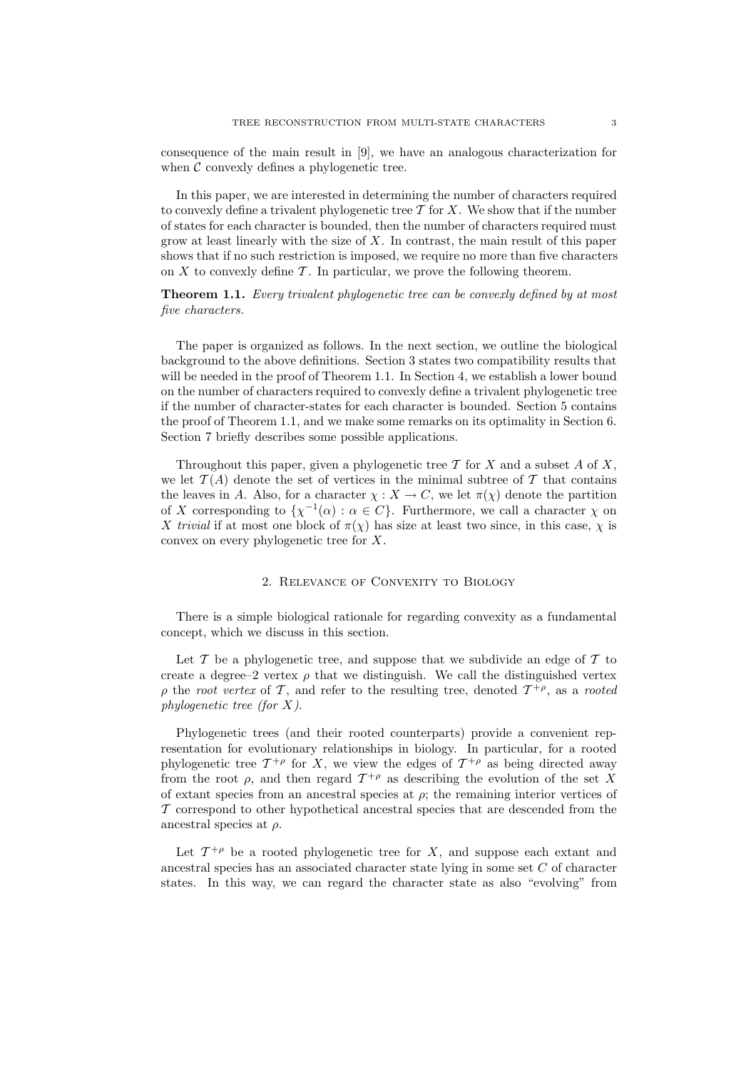consequence of the main result in [9], we have an analogous characterization for when $\mathcal{C}$ convexly defines a phylogenetic tree.

In this paper, we are interested in determining the number of characters required to convexly define a trivalent phylogenetic tree $\mathcal{T}$ for $X$. We show that if the number of states for each character is bounded, then the number of characters required must grow at least linearly with the size of $X$. In contrast, the main result of this paper shows that if no such restriction is imposed, we require no more than five characters on $X$ to convexly define $\mathcal{T}$. In particular, we prove the following theorem.

**Theorem 1.1.** *Every trivalent phylogenetic tree can be convexly defined by at most five characters.*

The paper is organized as follows. In the next section, we outline the biological background to the above definitions. Section 3 states two compatibility results that will be needed in the proof of Theorem 1.1. In Section 4, we establish a lower bound on the number of characters required to convexly define a trivalent phylogenetic tree if the number of character-states for each character is bounded. Section 5 contains the proof of Theorem 1.1, and we make some remarks on its optimality in Section 6. Section 7 briefly describes some possible applications.

Throughout this paper, given a phylogenetic tree $\mathcal{T}$ for $X$ and a subset $A$ of $X$, we let $\mathcal{T}(A)$ denote the set of vertices in the minimal subtree of $\mathcal{T}$ that contains the leaves in $A$. Also, for a character $\chi : X \to C$, we let $\pi(\chi)$ denote the partition of $X$ corresponding to $\{\chi^{-1}(\alpha) : \alpha \in C\}$. Furthermore, we call a character $\chi$ on $X$ *trivial* if at most one block of $\pi(\chi)$ has size at least two since, in this case, $\chi$ is convex on every phylogenetic tree for $X$.

## 2. Relevance of Convexity to Biology

There is a simple biological rationale for regarding convexity as a fundamental concept, which we discuss in this section.

Let $\mathcal{T}$ be a phylogenetic tree, and suppose that we subdivide an edge of $\mathcal{T}$ to create a degree–2 vertex $\rho$ that we distinguish. We call the distinguished vertex $\rho$ the *root vertex* of $\mathcal{T}$, and refer to the resulting tree, denoted $\mathcal{T}^{+\rho}$, as a *rooted phylogenetic tree (for $X$)*.

Phylogenetic trees (and their rooted counterparts) provide a convenient representation for evolutionary relationships in biology. In particular, for a rooted phylogenetic tree $\mathcal{T}^{+\rho}$ for $X$, we view the edges of $\mathcal{T}^{+\rho}$ as being directed away from the root $\rho$, and then regard $\mathcal{T}^{+\rho}$ as describing the evolution of the set $X$ of extant species from an ancestral species at $\rho$; the remaining interior vertices of $\mathcal{T}$ correspond to other hypothetical ancestral species that are descended from the ancestral species at $\rho$.

Let $\mathcal{T}^{+\rho}$ be a rooted phylogenetic tree for $X$, and suppose each extant and ancestral species has an associated character state lying in some set $C$ of character states. In this way, we can regard the character state as also "evolving" from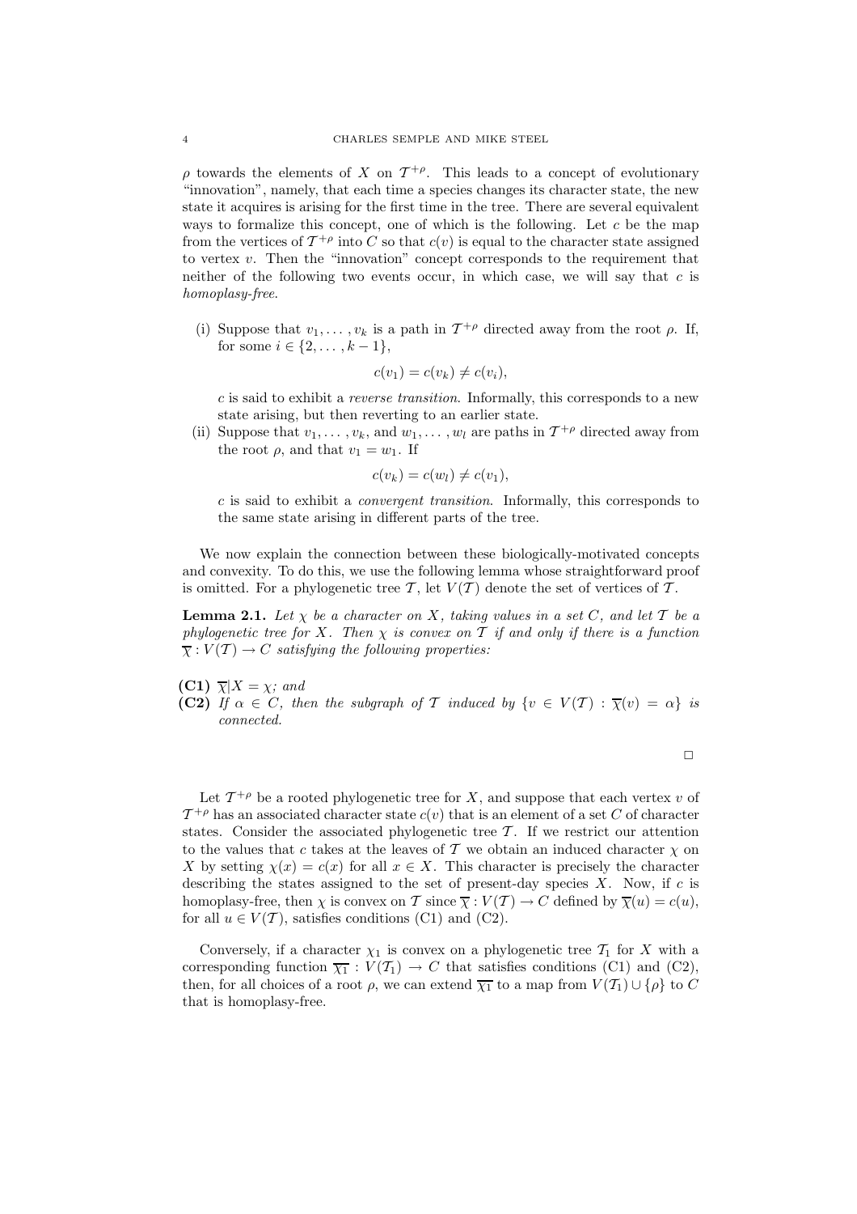$\rho$ towards the elements of $X$ on $\mathcal{T}^{+\rho}$. This leads to a concept of evolutionary "innovation", namely, that each time a species changes its character state, the new state it acquires is arising for the first time in the tree. There are several equivalent ways to formalize this concept, one of which is the following. Let $c$ be the map from the vertices of $\mathcal{T}^{+\rho}$ into $C$ so that $c(v)$ is equal to the character state assigned to vertex $v$. Then the "innovation" concept corresponds to the requirement that neither of the following two events occur, in which case, we will say that $c$ is *homoplasy-free*.

(i) Suppose that $v_1, \ldots, v_k$ is a path in $\mathcal{T}^{+\rho}$ directed away from the root $\rho$. If, for some $i \in \{2, \ldots, k-1\}$,

$$c(v_1) = c(v_k) \neq c(v_i),$$

$c$ is said to exhibit a *reverse transition*. Informally, this corresponds to a new state arising, but then reverting to an earlier state.

(ii) Suppose that $v_1, \ldots, v_k$, and $w_1, \ldots, w_l$ are paths in $\mathcal{T}^{+\rho}$ directed away from the root $\rho$, and that $v_1 = w_1$. If

$$c(v_k) = c(w_l) \neq c(v_1),$$

$c$ is said to exhibit a *convergent transition*. Informally, this corresponds to the same state arising in different parts of the tree.

We now explain the connection between these biologically-motivated concepts and convexity. To do this, we use the following lemma whose straightforward proof is omitted. For a phylogenetic tree $\mathcal{T}$, let $V(\mathcal{T})$ denote the set of vertices of $\mathcal{T}$.

**Lemma 2.1.** *Let $\chi$ be a character on $X$, taking values in a set $C$, and let $\mathcal{T}$ be a phylogenetic tree for $X$. Then $\chi$ is convex on $\mathcal{T}$ if and only if there is a function $\overline{\chi} : V(\mathcal{T}) \to C$ satisfying the following properties:*

**(C1)** *$\overline{\chi}|X = \chi$; and*

**(C2)** *If $\alpha \in C$, then the subgraph of $\mathcal{T}$ induced by $\{v \in V(\mathcal{T}) : \overline{\chi}(v) = \alpha\}$ is connected.*

□

Let $\mathcal{T}^{+\rho}$ be a rooted phylogenetic tree for $X$, and suppose that each vertex $v$ of $\mathcal{T}^{+\rho}$ has an associated character state $c(v)$ that is an element of a set $C$ of character states. Consider the associated phylogenetic tree $\mathcal{T}$. If we restrict our attention to the values that $c$ takes at the leaves of $\mathcal{T}$ we obtain an induced character $\chi$ on $X$ by setting $\chi(x) = c(x)$ for all $x \in X$. This character is precisely the character describing the states assigned to the set of present-day species $X$. Now, if $c$ is homoplasy-free, then $\chi$ is convex on $\mathcal{T}$ since $\overline{\chi} : V(\mathcal{T}) \to C$ defined by $\overline{\chi}(u) = c(u)$, for all $u \in V(\mathcal{T})$, satisfies conditions (C1) and (C2).

Conversely, if a character $\chi_1$ is convex on a phylogenetic tree $\mathcal{T}_1$ for $X$ with a corresponding function $\overline{\chi_1} : V(\mathcal{T}_1) \to C$ that satisfies conditions (C1) and (C2), then, for all choices of a root $\rho$, we can extend $\overline{\chi_1}$ to a map from $V(\mathcal{T}_1) \cup \{\rho\}$ to $C$ that is homoplasy-free.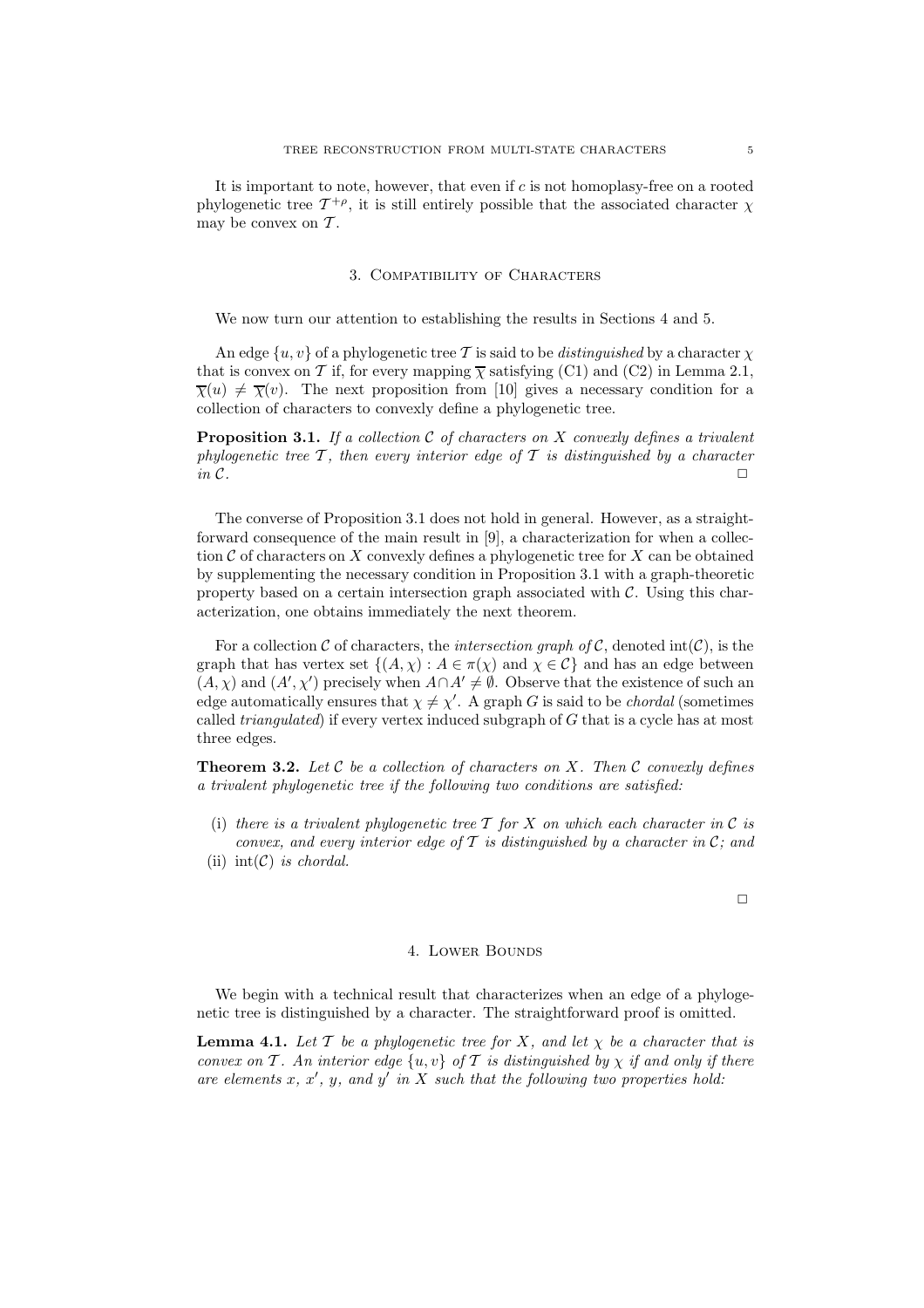It is important to note, however, that even if $c$ is not homoplasy-free on a rooted phylogenetic tree $\mathcal{T}^{+\rho}$, it is still entirely possible that the associated character $\chi$ may be convex on $\mathcal{T}$.

## 3. Compatibility of Characters

We now turn our attention to establishing the results in Sections 4 and 5.

An edge $\{u, v\}$ of a phylogenetic tree $\mathcal{T}$ is said to be *distinguished* by a character $\chi$ that is convex on $\mathcal{T}$ if, for every mapping $\overline{\chi}$ satisfying (C1) and (C2) in Lemma 2.1, $\overline{\chi}(u) \neq \overline{\chi}(v)$. The next proposition from [10] gives a necessary condition for a collection of characters to convexly define a phylogenetic tree.

**Proposition 3.1.** *If a collection $\mathcal{C}$ of characters on $X$ convexly defines a trivalent phylogenetic tree $\mathcal{T}$, then every interior edge of $\mathcal{T}$ is distinguished by a character in $\mathcal{C}$.* □

The converse of Proposition 3.1 does not hold in general. However, as a straightforward consequence of the main result in [9], a characterization for when a collection $\mathcal{C}$ of characters on $X$ convexly defines a phylogenetic tree for $X$ can be obtained by supplementing the necessary condition in Proposition 3.1 with a graph-theoretic property based on a certain intersection graph associated with $\mathcal{C}$. Using this characterization, one obtains immediately the next theorem.

For a collection $\mathcal{C}$ of characters, the *intersection graph of* $\mathcal{C}$, denoted $\text{int}(\mathcal{C})$, is the graph that has vertex set $\{(A, \chi) : A \in \pi(\chi) \text{ and } \chi \in \mathcal{C}\}$ and has an edge between $(A, \chi)$ and $(A', \chi')$ precisely when $A \cap A' \neq \emptyset$. Observe that the existence of such an edge automatically ensures that $\chi \neq \chi'$. A graph $G$ is said to be *chordal* (sometimes called *triangulated*) if every vertex induced subgraph of $G$ that is a cycle has at most three edges.

**Theorem 3.2.** *Let $\mathcal{C}$ be a collection of characters on $X$. Then $\mathcal{C}$ convexly defines a trivalent phylogenetic tree if the following two conditions are satisfied:*

- (i) *there is a trivalent phylogenetic tree $\mathcal{T}$ for $X$ on which each character in $\mathcal{C}$ is convex, and every interior edge of $\mathcal{T}$ is distinguished by a character in $\mathcal{C}$; and*
- (ii) *$\text{int}(\mathcal{C})$ is chordal.*

□

## 4. Lower Bounds

We begin with a technical result that characterizes when an edge of a phylogenetic tree is distinguished by a character. The straightforward proof is omitted.

**Lemma 4.1.** *Let $\mathcal{T}$ be a phylogenetic tree for $X$, and let $\chi$ be a character that is convex on $\mathcal{T}$. An interior edge $\{u, v\}$ of $\mathcal{T}$ is distinguished by $\chi$ if and only if there are elements $x$, $x'$, $y$, and $y'$ in $X$ such that the following two properties hold:*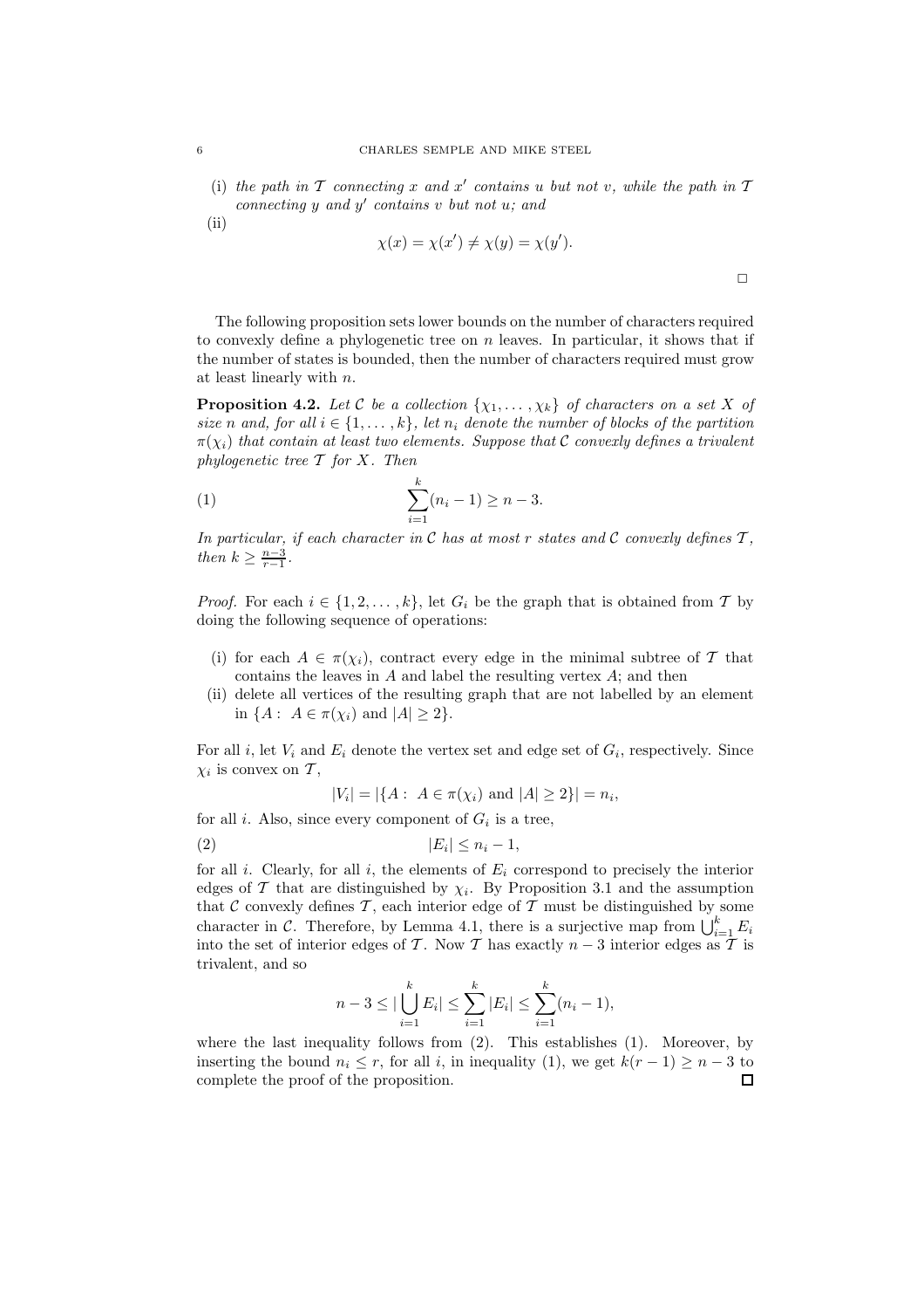(i) *the path in $\mathcal{T}$ connecting $x$ and $x'$ contains $u$ but not $v$, while the path in $\mathcal{T}$ connecting $y$ and $y'$ contains $v$ but not $u$; and*

(ii)
$$\chi(x) = \chi(x') \neq \chi(y) = \chi(y').$$

□

The following proposition sets lower bounds on the number of characters required to convexly define a phylogenetic tree on $n$ leaves. In particular, it shows that if the number of states is bounded, then the number of characters required must grow at least linearly with $n$.

**Proposition 4.2.** *Let $\mathcal{C}$ be a collection $\{\chi_1, \ldots, \chi_k\}$ of characters on a set $X$ of size $n$ and, for all $i \in \{1, \ldots, k\}$, let $n_i$ denote the number of blocks of the partition $\pi(\chi_i)$ that contain at least two elements. Suppose that $\mathcal{C}$ convexly defines a trivalent phylogenetic tree $\mathcal{T}$ for $X$. Then*

$$\sum_{i=1}^{k}(n_i - 1) \geq n - 3. \tag{1}$$

*In particular, if each character in $\mathcal{C}$ has at most $r$ states and $\mathcal{C}$ convexly defines $\mathcal{T}$, then $k \geq \frac{n-3}{r-1}$.*

*Proof.* For each $i \in \{1, 2, \ldots, k\}$, let $G_i$ be the graph that is obtained from $\mathcal{T}$ by doing the following sequence of operations:

(i) for each $A \in \pi(\chi_i)$, contract every edge in the minimal subtree of $\mathcal{T}$ that contains the leaves in $A$ and label the resulting vertex $A$; and then

(ii) delete all vertices of the resulting graph that are not labelled by an element in $\{A : A \in \pi(\chi_i) \text{ and } |A| \geq 2\}$.

For all $i$, let $V_i$ and $E_i$ denote the vertex set and edge set of $G_i$, respectively. Since $\chi_i$ is convex on $\mathcal{T}$,

$$|V_i| = |\{A : A \in \pi(\chi_i) \text{ and } |A| \geq 2\}| = n_i,$$

for all $i$. Also, since every component of $G_i$ is a tree,

$$|E_i| \leq n_i - 1, \tag{2}$$

for all $i$. Clearly, for all $i$, the elements of $E_i$ correspond to precisely the interior edges of $\mathcal{T}$ that are distinguished by $\chi_i$. By Proposition 3.1 and the assumption that $\mathcal{C}$ convexly defines $\mathcal{T}$, each interior edge of $\mathcal{T}$ must be distinguished by some character in $\mathcal{C}$. Therefore, by Lemma 4.1, there is a surjective map from $\bigcup_{i=1}^{k} E_i$ into the set of interior edges of $\mathcal{T}$. Now $\mathcal{T}$ has exactly $n-3$ interior edges as $\mathcal{T}$ is trivalent, and so

$$n - 3 \leq |\bigcup_{i=1}^{k} E_i| \leq \sum_{i=1}^{k} |E_i| \leq \sum_{i=1}^{k}(n_i - 1),$$

where the last inequality follows from (2). This establishes (1). Moreover, by inserting the bound $n_i \leq r$, for all $i$, in inequality (1), we get $k(r-1) \geq n-3$ to complete the proof of the proposition. □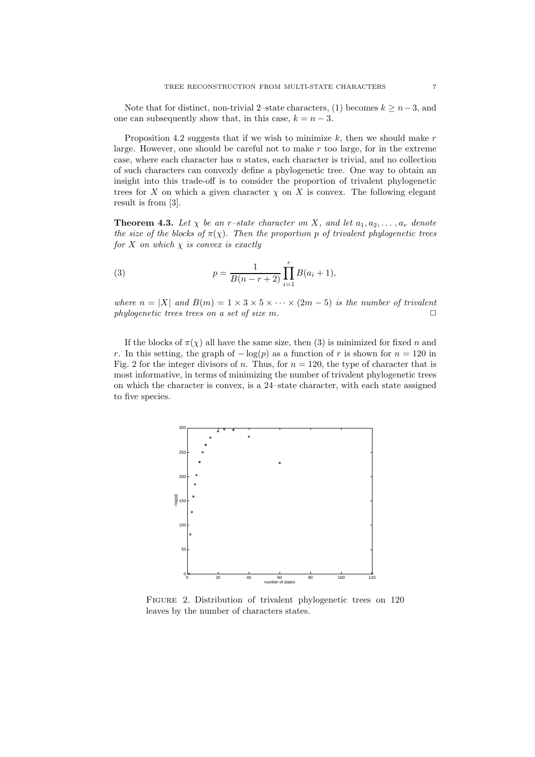Note that for distinct, non-trivial 2–state characters, (1) becomes $k \geq n-3$, and one can subsequently show that, in this case, $k = n-3$.

Proposition 4.2 suggests that if we wish to minimize $k$, then we should make $r$ large. However, one should be careful not to make $r$ too large, for in the extreme case, where each character has $n$ states, each character is trivial, and no collection of such characters can convexly define a phylogenetic tree. One way to obtain an insight into this trade-off is to consider the proportion of trivalent phylogenetic trees for $X$ on which a given character $\chi$ on $X$ is convex. The following elegant result is from [3].

**Theorem 4.3.** *Let $\chi$ be an $r$–state character on $X$, and let $a_1, a_2, \ldots, a_r$ denote the size of the blocks of $\pi(\chi)$. Then the proportion $p$ of trivalent phylogenetic trees for $X$ on which $\chi$ is convex is exactly*

$$p = \frac{1}{B(n-r+2)} \prod_{i=1}^{r} B(a_i + 1), \tag{3}$$

*where $n = |X|$ and $B(m) = 1 \times 3 \times 5 \times \cdots \times (2m-5)$ is the number of trivalent phylogenetic trees trees on a set of size $m$.* □

If the blocks of $\pi(\chi)$ all have the same size, then (3) is minimized for fixed $n$ and $r$. In this setting, the graph of $-\log(p)$ as a function of $r$ is shown for $n = 120$ in Fig. 2 for the integer divisors of $n$. Thus, for $n = 120$, the type of character that is most informative, in terms of minimizing the number of trivalent phylogenetic trees on which the character is convex, is a 24–state character, with each state assigned to five species.

−log(p)
0
50
100
150
200
250
300
0
20
40
60
80
100
120
number of states

Figure 2. Distribution of trivalent phylogenetic trees on 120 leaves by the number of characters states.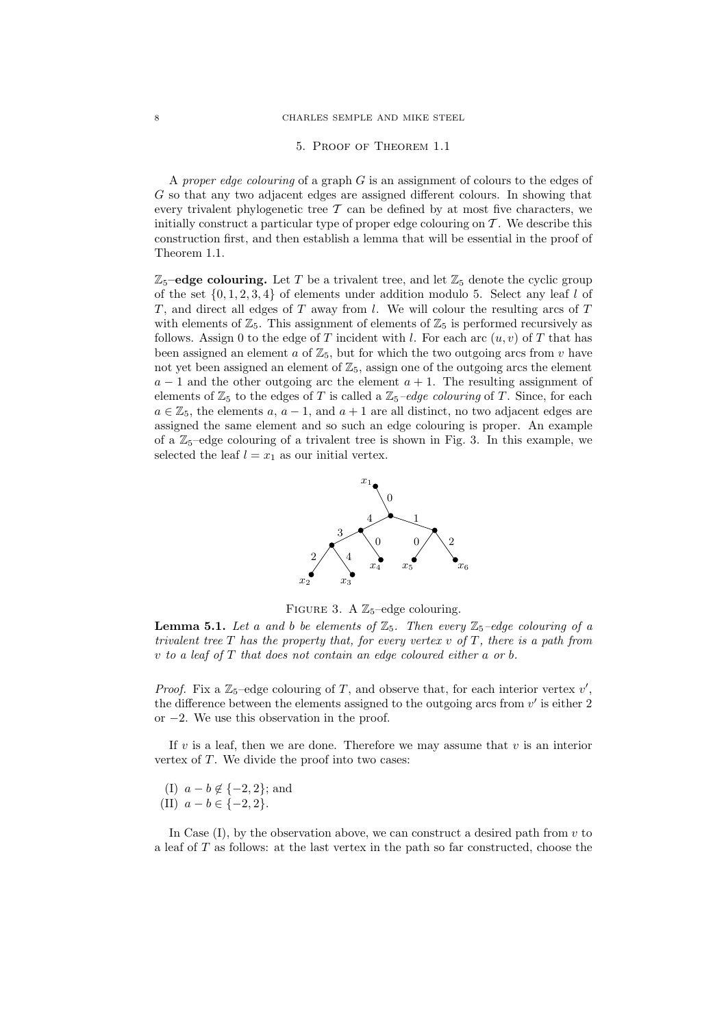## 5. Proof of Theorem 1.1

A *proper edge colouring* of a graph $G$ is an assignment of colours to the edges of $G$ so that any two adjacent edges are assigned different colours. In showing that every trivalent phylogenetic tree $\mathcal{T}$ can be defined by at most five characters, we initially construct a particular type of proper edge colouring on $\mathcal{T}$. We describe this construction first, and then establish a lemma that will be essential in the proof of Theorem 1.1.

**$\mathbb{Z}_5$–edge colouring.** Let $T$ be a trivalent tree, and let $\mathbb{Z}_5$ denote the cyclic group of the set $\{0, 1, 2, 3, 4\}$ of elements under addition modulo 5. Select any leaf $l$ of $T$, and direct all edges of $T$ away from $l$. We will colour the resulting arcs of $T$ with elements of $\mathbb{Z}_5$. This assignment of elements of $\mathbb{Z}_5$ is performed recursively as follows. Assign 0 to the edge of $T$ incident with $l$. For each arc $(u, v)$ of $T$ that has been assigned an element $a$ of $\mathbb{Z}_5$, but for which the two outgoing arcs from $v$ have not yet been assigned an element of $\mathbb{Z}_5$, assign one of the outgoing arcs the element $a - 1$ and the other outgoing arc the element $a + 1$. The resulting assignment of elements of $\mathbb{Z}_5$ to the edges of $T$ is called a $\mathbb{Z}_5$*–edge colouring* of $T$. Since, for each $a \in \mathbb{Z}_5$, the elements $a$, $a - 1$, and $a + 1$ are all distinct, no two adjacent edges are assigned the same element and so such an edge colouring is proper. An example of a $\mathbb{Z}_5$–edge colouring of a trivalent tree is shown in Fig. 3. In this example, we selected the leaf $l = x_1$ as our initial vertex.

$x_1$
0
4
1
3
0
0
2
2
4
$x_4$
$x_5$
$x_6$
$x_2$
$x_3$

Figure 3. A $\mathbb{Z}_5$–edge colouring.

**Lemma 5.1.** *Let $a$ and $b$ be elements of $\mathbb{Z}_5$. Then every $\mathbb{Z}_5$–edge colouring of a trivalent tree $T$ has the property that, for every vertex $v$ of $T$, there is a path from $v$ to a leaf of $T$ that does not contain an edge coloured either $a$ or $b$.*

*Proof.* Fix a $\mathbb{Z}_5$–edge colouring of $T$, and observe that, for each interior vertex $v'$, the difference between the elements assigned to the outgoing arcs from $v'$ is either 2 or $-2$. We use this observation in the proof.

If $v$ is a leaf, then we are done. Therefore we may assume that $v$ is an interior vertex of $T$. We divide the proof into two cases:

(I) $a - b \notin \{-2, 2\}$; and
(II) $a - b \in \{-2, 2\}$.

In Case (I), by the observation above, we can construct a desired path from $v$ to a leaf of $T$ as follows: at the last vertex in the path so far constructed, choose the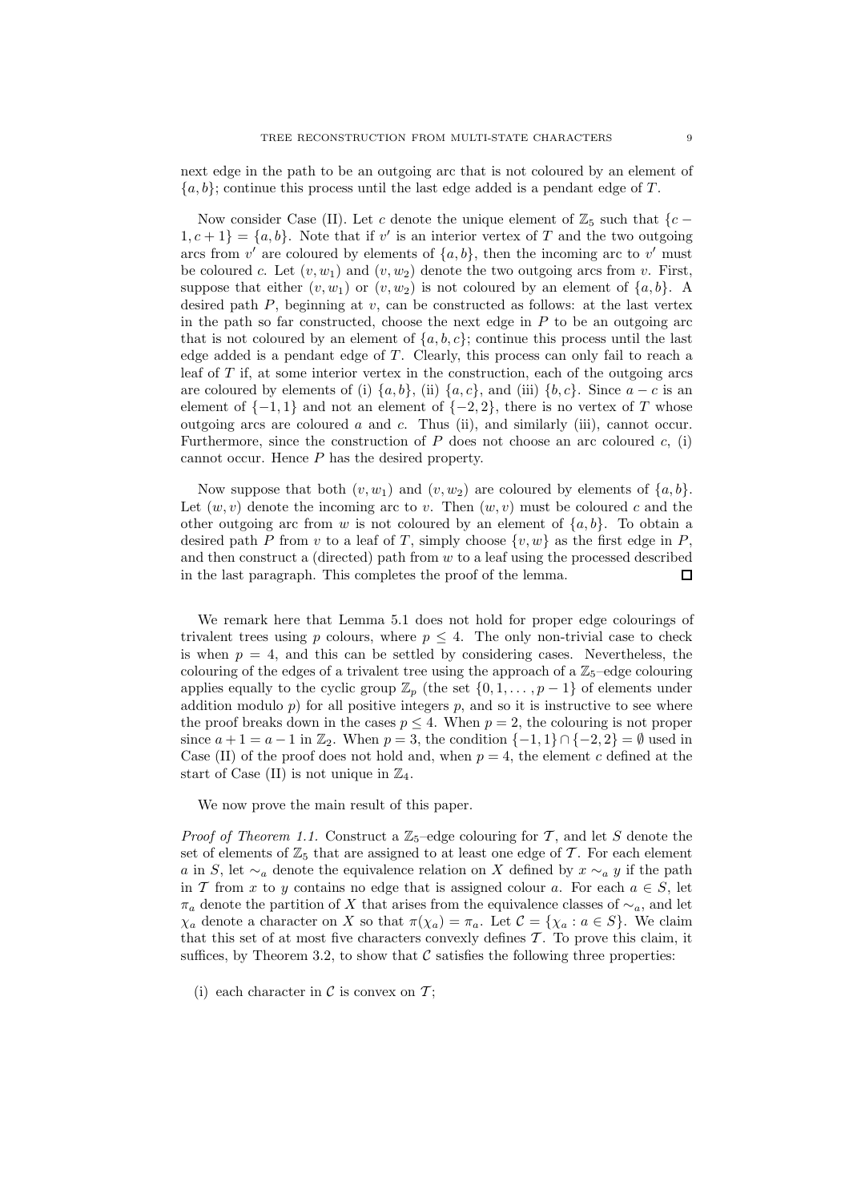next edge in the path to be an outgoing arc that is not coloured by an element of $\{a, b\}$; continue this process until the last edge added is a pendant edge of $T$.

Now consider Case (II). Let $c$ denote the unique element of $\mathbb{Z}_5$ such that $\{c-1, c+1\} = \{a, b\}$. Note that if $v'$ is an interior vertex of $T$ and the two outgoing arcs from $v'$ are coloured by elements of $\{a, b\}$, then the incoming arc to $v'$ must be coloured $c$. Let $(v, w_1)$ and $(v, w_2)$ denote the two outgoing arcs from $v$. First, suppose that either $(v, w_1)$ or $(v, w_2)$ is not coloured by an element of $\{a, b\}$. A desired path $P$, beginning at $v$, can be constructed as follows: at the last vertex in the path so far constructed, choose the next edge in $P$ to be an outgoing arc that is not coloured by an element of $\{a, b, c\}$; continue this process until the last edge added is a pendant edge of $T$. Clearly, this process can only fail to reach a leaf of $T$ if, at some interior vertex in the construction, each of the outgoing arcs are coloured by elements of (i) $\{a, b\}$, (ii) $\{a, c\}$, and (iii) $\{b, c\}$. Since $a - c$ is an element of $\{-1, 1\}$ and not an element of $\{-2, 2\}$, there is no vertex of $T$ whose outgoing arcs are coloured $a$ and $c$. Thus (ii), and similarly (iii), cannot occur. Furthermore, since the construction of $P$ does not choose an arc coloured $c$, (i) cannot occur. Hence $P$ has the desired property.

Now suppose that both $(v, w_1)$ and $(v, w_2)$ are coloured by elements of $\{a, b\}$. Let $(w, v)$ denote the incoming arc to $v$. Then $(w, v)$ must be coloured $c$ and the other outgoing arc from $w$ is not coloured by an element of $\{a, b\}$. To obtain a desired path $P$ from $v$ to a leaf of $T$, simply choose $\{v, w\}$ as the first edge in $P$, and then construct a (directed) path from $w$ to a leaf using the processed described in the last paragraph. This completes the proof of the lemma. □

We remark here that Lemma 5.1 does not hold for proper edge colourings of trivalent trees using $p$ colours, where $p \leq 4$. The only non-trivial case to check is when $p = 4$, and this can be settled by considering cases. Nevertheless, the colouring of the edges of a trivalent tree using the approach of a $\mathbb{Z}_5$–edge colouring applies equally to the cyclic group $\mathbb{Z}_p$ (the set $\{0, 1, \ldots, p-1\}$ of elements under addition modulo $p$) for all positive integers $p$, and so it is instructive to see where the proof breaks down in the cases $p \leq 4$. When $p = 2$, the colouring is not proper since $a + 1 = a - 1$ in $\mathbb{Z}_2$. When $p = 3$, the condition $\{-1, 1\} \cap \{-2, 2\} = \emptyset$ used in Case (II) of the proof does not hold and, when $p = 4$, the element $c$ defined at the start of Case (II) is not unique in $\mathbb{Z}_4$.

We now prove the main result of this paper.

*Proof of Theorem 1.1.* Construct a $\mathbb{Z}_5$–edge colouring for $\mathcal{T}$, and let $S$ denote the set of elements of $\mathbb{Z}_5$ that are assigned to at least one edge of $\mathcal{T}$. For each element $a$ in $S$, let $\sim_a$ denote the equivalence relation on $X$ defined by $x \sim_a y$ if the path in $\mathcal{T}$ from $x$ to $y$ contains no edge that is assigned colour $a$. For each $a \in S$, let $\pi_a$ denote the partition of $X$ that arises from the equivalence classes of $\sim_a$, and let $\chi_a$ denote a character on $X$ so that $\pi(\chi_a) = \pi_a$. Let $\mathcal{C} = \{\chi_a : a \in S\}$. We claim that this set of at most five characters convexly defines $\mathcal{T}$. To prove this claim, it suffices, by Theorem 3.2, to show that $\mathcal{C}$ satisfies the following three properties:

(i) each character in $\mathcal{C}$ is convex on $\mathcal{T}$;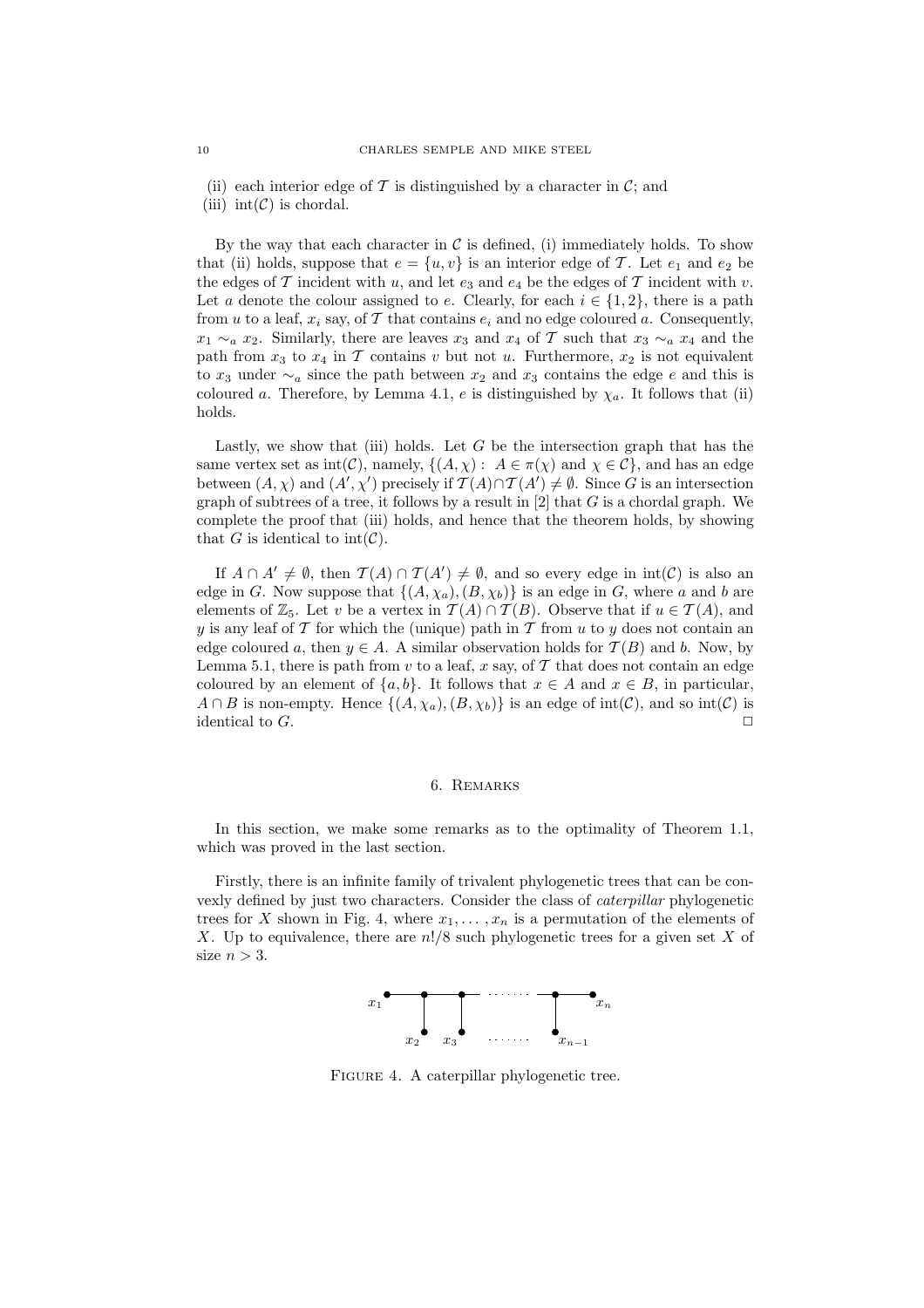(ii) each interior edge of $\mathcal{T}$ is distinguished by a character in $\mathcal{C}$; and
(iii) $\text{int}(\mathcal{C})$ is chordal.

By the way that each character in $\mathcal{C}$ is defined, (i) immediately holds. To show that (ii) holds, suppose that $e = \{u, v\}$ is an interior edge of $\mathcal{T}$. Let $e_1$ and $e_2$ be the edges of $\mathcal{T}$ incident with $u$, and let $e_3$ and $e_4$ be the edges of $\mathcal{T}$ incident with $v$. Let $a$ denote the colour assigned to $e$. Clearly, for each $i \in \{1, 2\}$, there is a path from $u$ to a leaf, $x_i$ say, of $\mathcal{T}$ that contains $e_i$ and no edge coloured $a$. Consequently, $x_1 \sim_a x_2$. Similarly, there are leaves $x_3$ and $x_4$ of $\mathcal{T}$ such that $x_3 \sim_a x_4$ and the path from $x_3$ to $x_4$ in $\mathcal{T}$ contains $v$ but not $u$. Furthermore, $x_2$ is not equivalent to $x_3$ under $\sim_a$ since the path between $x_2$ and $x_3$ contains the edge $e$ and this is coloured $a$. Therefore, by Lemma 4.1, $e$ is distinguished by $\chi_a$. It follows that (ii) holds.

Lastly, we show that (iii) holds. Let $G$ be the intersection graph that has the same vertex set as $\text{int}(\mathcal{C})$, namely, $\{(A, \chi) : A \in \pi(\chi) \text{ and } \chi \in \mathcal{C}\}$, and has an edge between $(A, \chi)$ and $(A', \chi')$ precisely if $\mathcal{T}(A) \cap \mathcal{T}(A') \neq \emptyset$. Since $G$ is an intersection graph of subtrees of a tree, it follows by a result in [2] that $G$ is a chordal graph. We complete the proof that (iii) holds, and hence that the theorem holds, by showing that $G$ is identical to $\text{int}(\mathcal{C})$.

If $A \cap A' \neq \emptyset$, then $\mathcal{T}(A) \cap \mathcal{T}(A') \neq \emptyset$, and so every edge in $\text{int}(\mathcal{C})$ is also an edge in $G$. Now suppose that $\{(A, \chi_a), (B, \chi_b)\}$ is an edge in $G$, where $a$ and $b$ are elements of $\mathbb{Z}_5$. Let $v$ be a vertex in $\mathcal{T}(A) \cap \mathcal{T}(B)$. Observe that if $u \in \mathcal{T}(A)$, and $y$ is any leaf of $\mathcal{T}$ for which the (unique) path in $\mathcal{T}$ from $u$ to $y$ does not contain an edge coloured $a$, then $y \in A$. A similar observation holds for $\mathcal{T}(B)$ and $b$. Now, by Lemma 5.1, there is path from $v$ to a leaf, $x$ say, of $\mathcal{T}$ that does not contain an edge coloured by an element of $\{a, b\}$. It follows that $x \in A$ and $x \in B$, in particular, $A \cap B$ is non-empty. Hence $\{(A, \chi_a), (B, \chi_b)\}$ is an edge of $\text{int}(\mathcal{C})$, and so $\text{int}(\mathcal{C})$ is identical to $G$. $\square$

## 6. Remarks

In this section, we make some remarks as to the optimality of Theorem 1.1, which was proved in the last section.

Firstly, there is an infinite family of trivalent phylogenetic trees that can be convexly defined by just two characters. Consider the class of *caterpillar* phylogenetic trees for $X$ shown in Fig. 4, where $x_1, \ldots, x_n$ is a permutation of the elements of $X$. Up to equivalence, there are $n!/8$ such phylogenetic trees for a given set $X$ of size $n > 3$.

$x_1$ $x_2$ $x_3$ $x_{n-1}$ $x_n$

Figure 4. A caterpillar phylogenetic tree.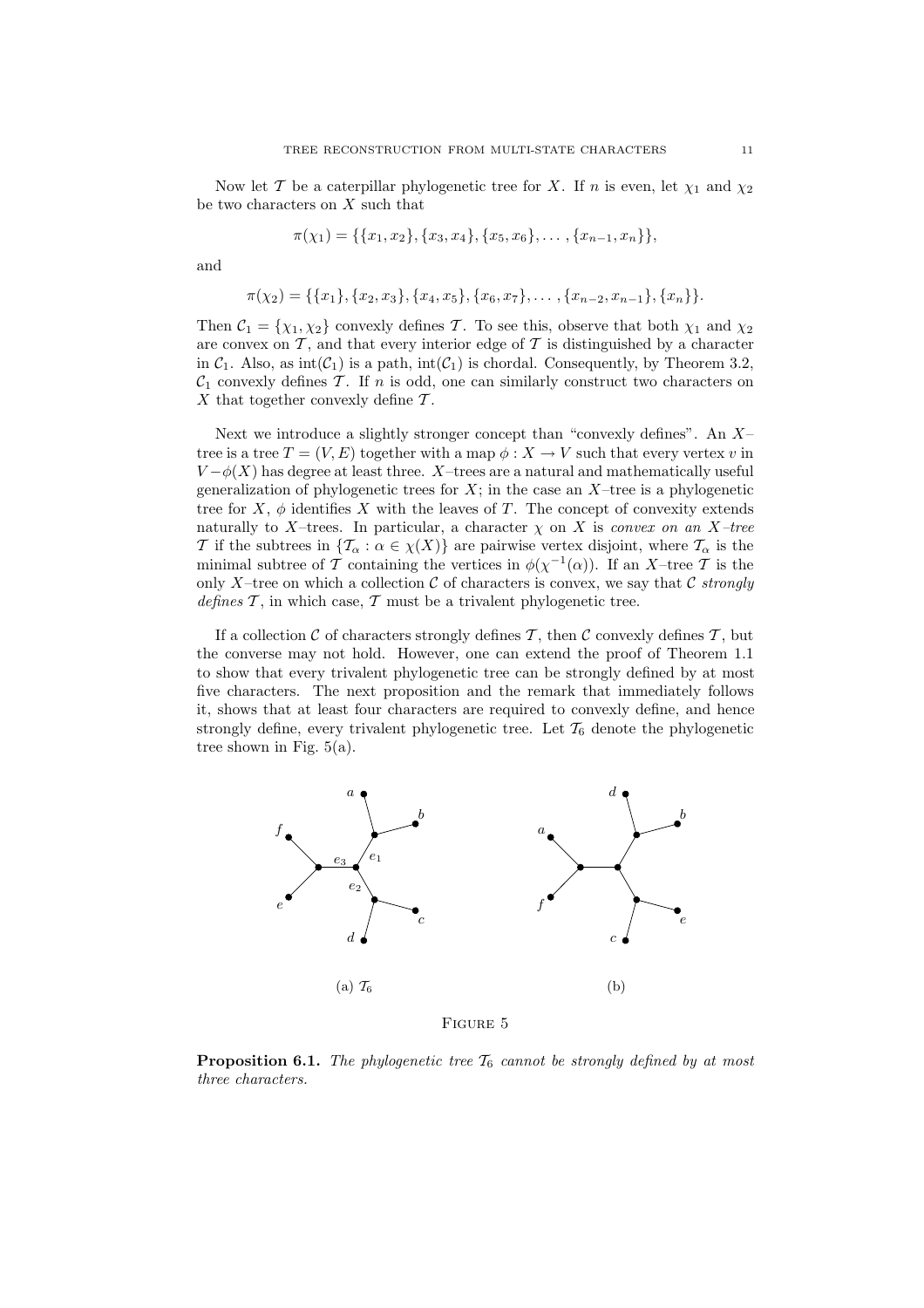Now let $\mathcal{T}$ be a caterpillar phylogenetic tree for $X$. If $n$ is even, let $\chi_1$ and $\chi_2$ be two characters on $X$ such that

$$\pi(\chi_1) = \{\{x_1, x_2\}, \{x_3, x_4\}, \{x_5, x_6\}, \ldots, \{x_{n-1}, x_n\}\},$$

and

$$\pi(\chi_2) = \{\{x_1\}, \{x_2, x_3\}, \{x_4, x_5\}, \{x_6, x_7\}, \ldots, \{x_{n-2}, x_{n-1}\}, \{x_n\}\}.$$

Then $\mathcal{C}_1 = \{\chi_1, \chi_2\}$ convexly defines $\mathcal{T}$. To see this, observe that both $\chi_1$ and $\chi_2$ are convex on $\mathcal{T}$, and that every interior edge of $\mathcal{T}$ is distinguished by a character in $\mathcal{C}_1$. Also, as $\text{int}(\mathcal{C}_1)$ is a path, $\text{int}(\mathcal{C}_1)$ is chordal. Consequently, by Theorem 3.2, $\mathcal{C}_1$ convexly defines $\mathcal{T}$. If $n$ is odd, one can similarly construct two characters on $X$ that together convexly define $\mathcal{T}$.

Next we introduce a slightly stronger concept than "convexly defines". An $X$–tree is a tree $T = (V, E)$ together with a map $\phi : X \to V$ such that every vertex $v$ in $V - \phi(X)$ has degree at least three. $X$–trees are a natural and mathematically useful generalization of phylogenetic trees for $X$; in the case an $X$–tree is a phylogenetic tree for $X$, $\phi$ identifies $X$ with the leaves of $T$. The concept of convexity extends naturally to $X$–trees. In particular, a character $\chi$ on $X$ is *convex on an $X$–tree* $\mathcal{T}$ if the subtrees in $\{\mathcal{T}_\alpha : \alpha \in \chi(X)\}$ are pairwise vertex disjoint, where $\mathcal{T}_\alpha$ is the minimal subtree of $\mathcal{T}$ containing the vertices in $\phi(\chi^{-1}(\alpha))$. If an $X$–tree $\mathcal{T}$ is the only $X$–tree on which a collection $\mathcal{C}$ of characters is convex, we say that $\mathcal{C}$ *strongly defines* $\mathcal{T}$, in which case, $\mathcal{T}$ must be a trivalent phylogenetic tree.

If a collection $\mathcal{C}$ of characters strongly defines $\mathcal{T}$, then $\mathcal{C}$ convexly defines $\mathcal{T}$, but the converse may not hold. However, one can extend the proof of Theorem 1.1 to show that every trivalent phylogenetic tree can be strongly defined by at most five characters. The next proposition and the remark that immediately follows it, shows that at least four characters are required to convexly define, and hence strongly define, every trivalent phylogenetic tree. Let $\mathcal{T}_6$ denote the phylogenetic tree shown in Fig. 5(a).

a
b
f
$e_3$
$e_1$
$e_2$
e
c
d

(a) $\mathcal{T}_6$

d
b
a
f
e
c

(b)

FIGURE 5

**Proposition 6.1.** *The phylogenetic tree $\mathcal{T}_6$ cannot be strongly defined by at most three characters.*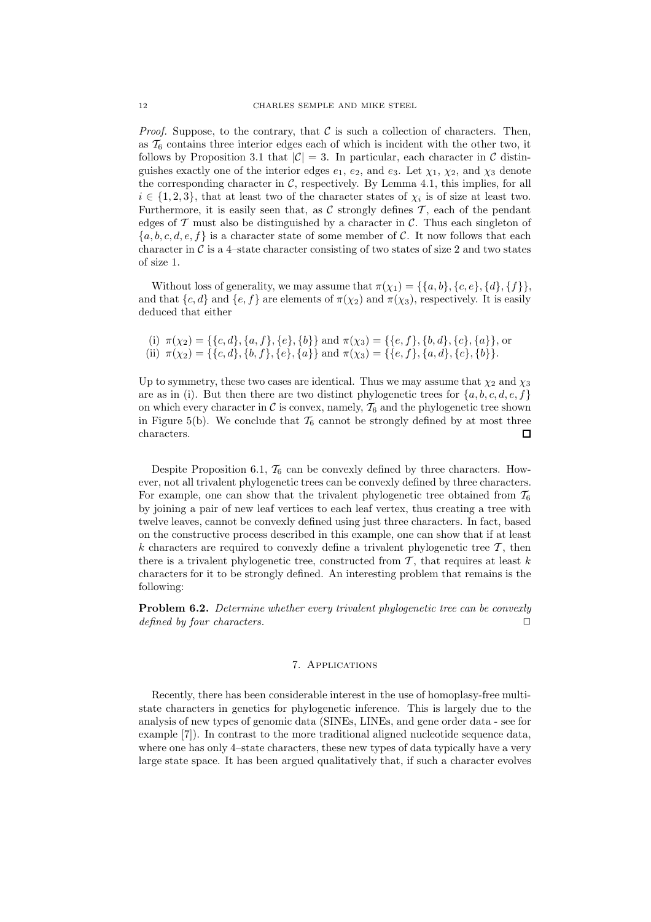*Proof.* Suppose, to the contrary, that $\mathcal{C}$ is such a collection of characters. Then, as $\mathcal{T}_6$ contains three interior edges each of which is incident with the other two, it follows by Proposition 3.1 that $|\mathcal{C}| = 3$. In particular, each character in $\mathcal{C}$ distinguishes exactly one of the interior edges $e_1$, $e_2$, and $e_3$. Let $\chi_1$, $\chi_2$, and $\chi_3$ denote the corresponding character in $\mathcal{C}$, respectively. By Lemma 4.1, this implies, for all $i \in \{1, 2, 3\}$, that at least two of the character states of $\chi_i$ is of size at least two. Furthermore, it is easily seen that, as $\mathcal{C}$ strongly defines $\mathcal{T}$, each of the pendant edges of $\mathcal{T}$ must also be distinguished by a character in $\mathcal{C}$. Thus each singleton of $\{a, b, c, d, e, f\}$ is a character state of some member of $\mathcal{C}$. It now follows that each character in $\mathcal{C}$ is a 4–state character consisting of two states of size 2 and two states of size 1.

Without loss of generality, we may assume that $\pi(\chi_1) = \{\{a, b\}, \{c, e\}, \{d\}, \{f\}\}$, and that $\{c, d\}$ and $\{e, f\}$ are elements of $\pi(\chi_2)$ and $\pi(\chi_3)$, respectively. It is easily deduced that either

(i) $\pi(\chi_2) = \{\{c, d\}, \{a, f\}, \{e\}, \{b\}\}$ and $\pi(\chi_3) = \{\{e, f\}, \{b, d\}, \{c\}, \{a\}\}$, or
(ii) $\pi(\chi_2) = \{\{c, d\}, \{b, f\}, \{e\}, \{a\}\}$ and $\pi(\chi_3) = \{\{e, f\}, \{a, d\}, \{c\}, \{b\}\}$.

Up to symmetry, these two cases are identical. Thus we may assume that $\chi_2$ and $\chi_3$ are as in (i). But then there are two distinct phylogenetic trees for $\{a, b, c, d, e, f\}$ on which every character in $\mathcal{C}$ is convex, namely, $\mathcal{T}_6$ and the phylogenetic tree shown in Figure 5(b). We conclude that $\mathcal{T}_6$ cannot be strongly defined by at most three characters. □

Despite Proposition 6.1, $\mathcal{T}_6$ can be convexly defined by three characters. However, not all trivalent phylogenetic trees can be convexly defined by three characters. For example, one can show that the trivalent phylogenetic tree obtained from $\mathcal{T}_6$ by joining a pair of new leaf vertices to each leaf vertex, thus creating a tree with twelve leaves, cannot be convexly defined using just three characters. In fact, based on the constructive process described in this example, one can show that if at least $k$ characters are required to convexly define a trivalent phylogenetic tree $\mathcal{T}$, then there is a trivalent phylogenetic tree, constructed from $\mathcal{T}$, that requires at least $k$ characters for it to be strongly defined. An interesting problem that remains is the following:

**Problem 6.2.** *Determine whether every trivalent phylogenetic tree can be convexly defined by four characters.* □

## 7. Applications

Recently, there has been considerable interest in the use of homoplasy-free multistate characters in genetics for phylogenetic inference. This is largely due to the analysis of new types of genomic data (SINEs, LINEs, and gene order data - see for example [7]). In contrast to the more traditional aligned nucleotide sequence data, where one has only 4–state characters, these new types of data typically have a very large state space. It has been argued qualitatively that, if such a character evolves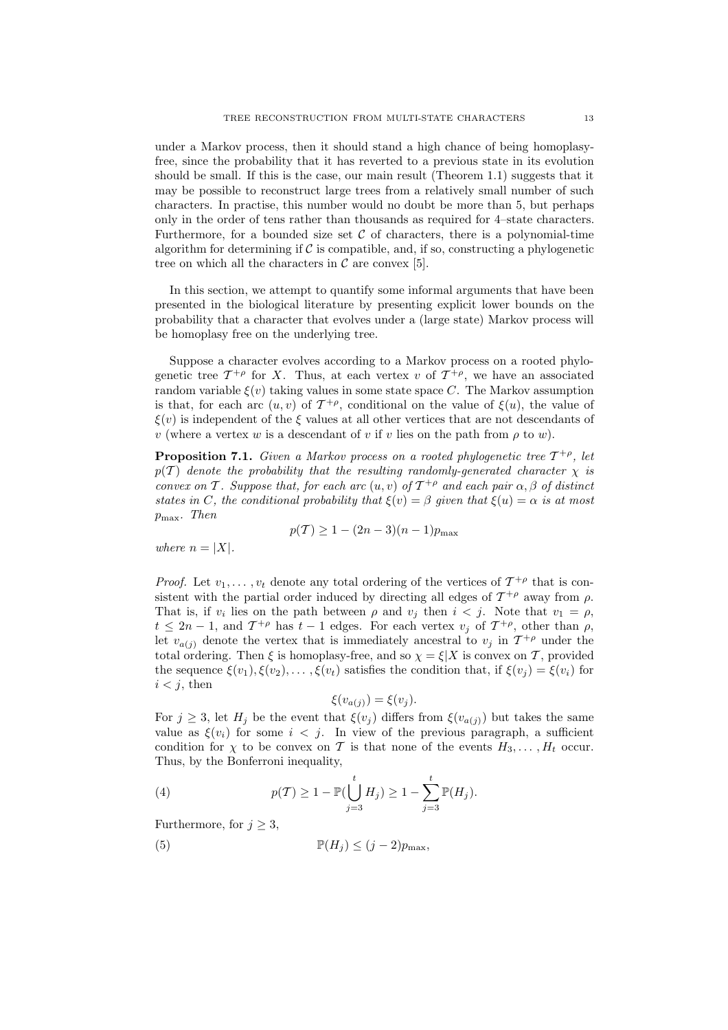under a Markov process, then it should stand a high chance of being homoplasy-free, since the probability that it has reverted to a previous state in its evolution should be small. If this is the case, our main result (Theorem 1.1) suggests that it may be possible to reconstruct large trees from a relatively small number of such characters. In practise, this number would no doubt be more than 5, but perhaps only in the order of tens rather than thousands as required for 4–state characters. Furthermore, for a bounded size set $\mathcal{C}$ of characters, there is a polynomial-time algorithm for determining if $\mathcal{C}$ is compatible, and, if so, constructing a phylogenetic tree on which all the characters in $\mathcal{C}$ are convex [5].

In this section, we attempt to quantify some informal arguments that have been presented in the biological literature by presenting explicit lower bounds on the probability that a character that evolves under a (large state) Markov process will be homoplasy free on the underlying tree.

Suppose a character evolves according to a Markov process on a rooted phylogenetic tree $\mathcal{T}^{+\rho}$ for $X$. Thus, at each vertex $v$ of $\mathcal{T}^{+\rho}$, we have an associated random variable $\xi(v)$ taking values in some state space $C$. The Markov assumption is that, for each arc $(u, v)$ of $\mathcal{T}^{+\rho}$, conditional on the value of $\xi(u)$, the value of $\xi(v)$ is independent of the $\xi$ values at all other vertices that are not descendants of $v$ (where a vertex $w$ is a descendant of $v$ if $v$ lies on the path from $\rho$ to $w$).

**Proposition 7.1.** *Given a Markov process on a rooted phylogenetic tree $\mathcal{T}^{+\rho}$, let $p(\mathcal{T})$ denote the probability that the resulting randomly-generated character $\chi$ is convex on $\mathcal{T}$. Suppose that, for each arc $(u, v)$ of $\mathcal{T}^{+\rho}$ and each pair $\alpha, \beta$ of distinct states in $C$, the conditional probability that $\xi(v) = \beta$ given that $\xi(u) = \alpha$ is at most $p_{\max}$. Then*

$$p(\mathcal{T}) \geq 1 - (2n - 3)(n - 1)p_{\max}$$

*where $n = |X|$.*

*Proof.* Let $v_1, \dots, v_t$ denote any total ordering of the vertices of $\mathcal{T}^{+\rho}$ that is consistent with the partial order induced by directing all edges of $\mathcal{T}^{+\rho}$ away from $\rho$. That is, if $v_i$ lies on the path between $\rho$ and $v_j$ then $i < j$. Note that $v_1 = \rho$, $t \leq 2n - 1$, and $\mathcal{T}^{+\rho}$ has $t - 1$ edges. For each vertex $v_j$ of $\mathcal{T}^{+\rho}$, other than $\rho$, let $v_{a(j)}$ denote the vertex that is immediately ancestral to $v_j$ in $\mathcal{T}^{+\rho}$ under the total ordering. Then $\xi$ is homoplasy-free, and so $\chi = \xi|X$ is convex on $\mathcal{T}$, provided the sequence $\xi(v_1), \xi(v_2), \dots, \xi(v_t)$ satisfies the condition that, if $\xi(v_j) = \xi(v_i)$ for $i < j$, then

$$\xi(v_{a(j)}) = \xi(v_j).$$

For $j \geq 3$, let $H_j$ be the event that $\xi(v_j)$ differs from $\xi(v_{a(j)})$ but takes the same value as $\xi(v_i)$ for some $i < j$. In view of the previous paragraph, a sufficient condition for $\chi$ to be convex on $\mathcal{T}$ is that none of the events $H_3, \dots, H_t$ occur. Thus, by the Bonferroni inequality,

$$p(\mathcal{T}) \geq 1 - \mathbb{P}(\bigcup_{j=3}^{t} H_j) \geq 1 - \sum_{j=3}^{t} \mathbb{P}(H_j). \tag{4}$$

Furthermore, for $j \geq 3$,

$$\mathbb{P}(H_j) \leq (j - 2)p_{\max}, \tag{5}$$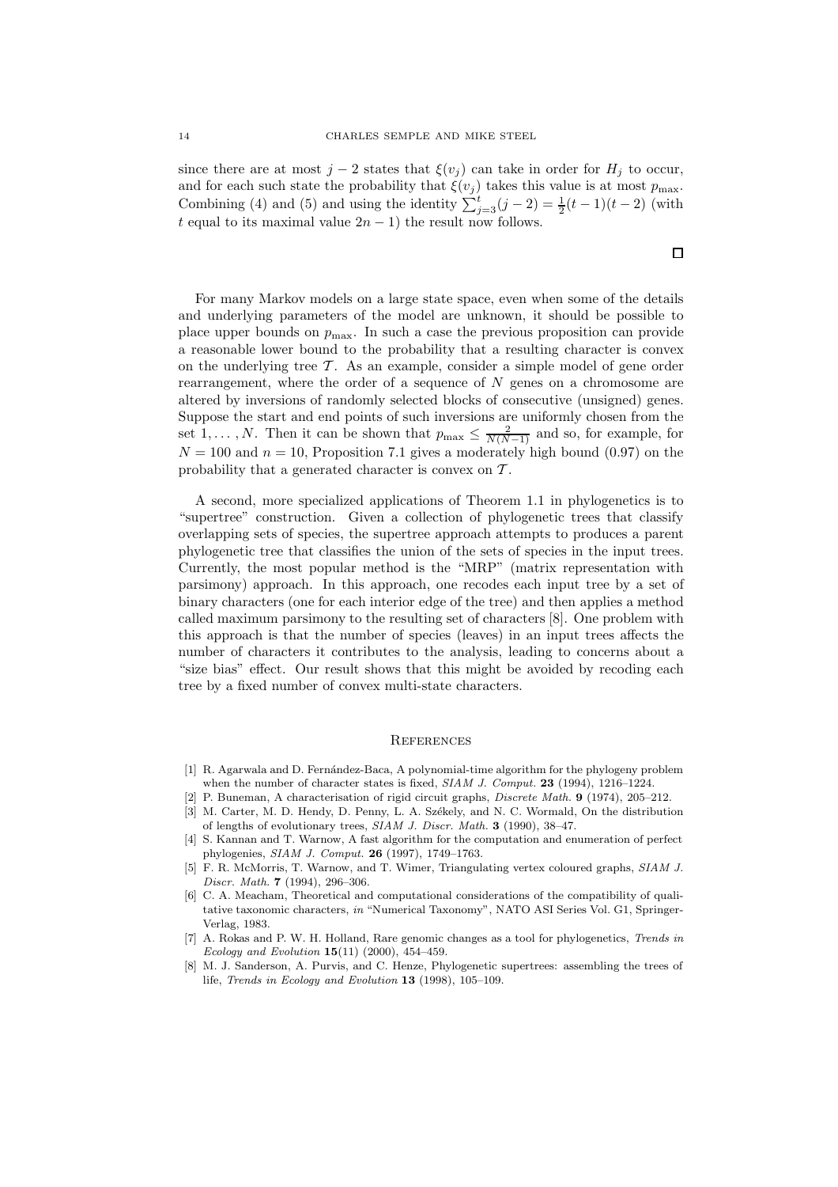since there are at most $j-2$ states that $\xi(v_j)$ can take in order for $H_j$ to occur, and for each such state the probability that $\xi(v_j)$ takes this value is at most $p_{\max}$. Combining (4) and (5) and using the identity $\sum_{j=3}^{t}(j-2) = \frac{1}{2}(t-1)(t-2)$ (with $t$ equal to its maximal value $2n-1$) the result now follows.

□

For many Markov models on a large state space, even when some of the details and underlying parameters of the model are unknown, it should be possible to place upper bounds on $p_{\max}$. In such a case the previous proposition can provide a reasonable lower bound to the probability that a resulting character is convex on the underlying tree $\mathcal{T}$. As an example, consider a simple model of gene order rearrangement, where the order of a sequence of $N$ genes on a chromosome are altered by inversions of randomly selected blocks of consecutive (unsigned) genes. Suppose the start and end points of such inversions are uniformly chosen from the set $1, \ldots, N$. Then it can be shown that $p_{\max} \leq \frac{2}{N(N-1)}$ and so, for example, for $N = 100$ and $n = 10$, Proposition 7.1 gives a moderately high bound (0.97) on the probability that a generated character is convex on $\mathcal{T}$.

A second, more specialized applications of Theorem 1.1 in phylogenetics is to "supertree" construction. Given a collection of phylogenetic trees that classify overlapping sets of species, the supertree approach attempts to produces a parent phylogenetic tree that classifies the union of the sets of species in the input trees. Currently, the most popular method is the "MRP" (matrix representation with parsimony) approach. In this approach, one recodes each input tree by a set of binary characters (one for each interior edge of the tree) and then applies a method called maximum parsimony to the resulting set of characters [8]. One problem with this approach is that the number of species (leaves) in an input trees affects the number of characters it contributes to the analysis, leading to concerns about a "size bias" effect. Our result shows that this might be avoided by recoding each tree by a fixed number of convex multi-state characters.

## References

[1] R. Agarwala and D. Fernández-Baca, A polynomial-time algorithm for the phylogeny problem when the number of character states is fixed, *SIAM J. Comput.* **23** (1994), 1216–1224.

[2] P. Buneman, A characterisation of rigid circuit graphs, *Discrete Math.* **9** (1974), 205–212.

[3] M. Carter, M. D. Hendy, D. Penny, L. A. Székely, and N. C. Wormald, On the distribution of lengths of evolutionary trees, *SIAM J. Discr. Math.* **3** (1990), 38–47.

[4] S. Kannan and T. Warnow, A fast algorithm for the computation and enumeration of perfect phylogenies, *SIAM J. Comput.* **26** (1997), 1749–1763.

[5] F. R. McMorris, T. Warnow, and T. Wimer, Triangulating vertex coloured graphs, *SIAM J. Discr. Math.* **7** (1994), 296–306.

[6] C. A. Meacham, Theoretical and computational considerations of the compatibility of qualitative taxonomic characters, *in* "Numerical Taxonomy", NATO ASI Series Vol. G1, Springer-Verlag, 1983.

[7] A. Rokas and P. W. H. Holland, Rare genomic changes as a tool for phylogenetics, *Trends in Ecology and Evolution* **15**(11) (2000), 454–459.

[8] M. J. Sanderson, A. Purvis, and C. Henze, Phylogenetic supertrees: assembling the trees of life, *Trends in Ecology and Evolution* **13** (1998), 105–109.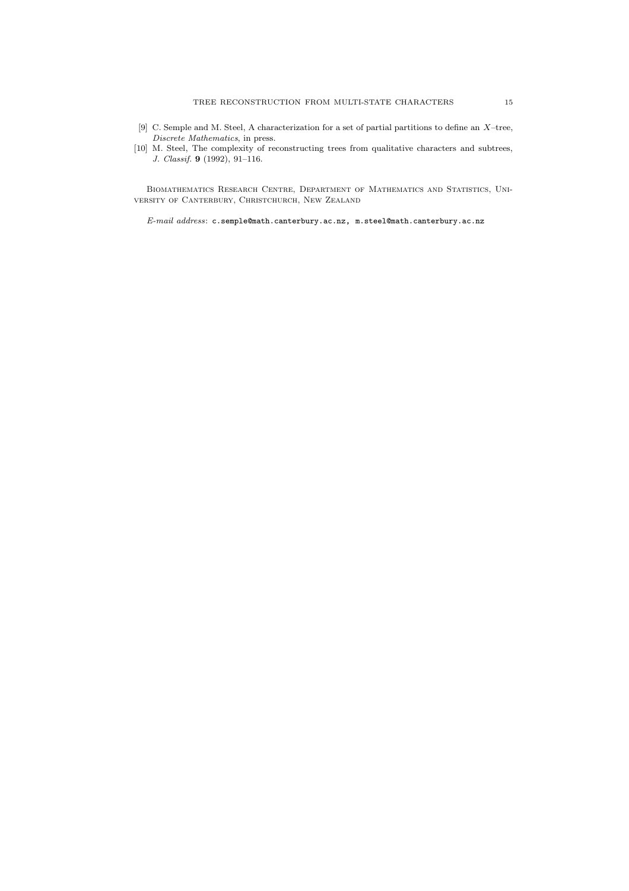[9] C. Semple and M. Steel, A characterization for a set of partial partitions to define an $X$–tree, *Discrete Mathematics*, in press.

[10] M. Steel, The complexity of reconstructing trees from qualitative characters and subtrees, *J. Classif.* **9** (1992), 91–116.

Biomathematics Research Centre, Department of Mathematics and Statistics, University of Canterbury, Christchurch, New Zealand

*E-mail address*: `c.semple@math.canterbury.ac.nz, m.steel@math.canterbury.ac.nz`